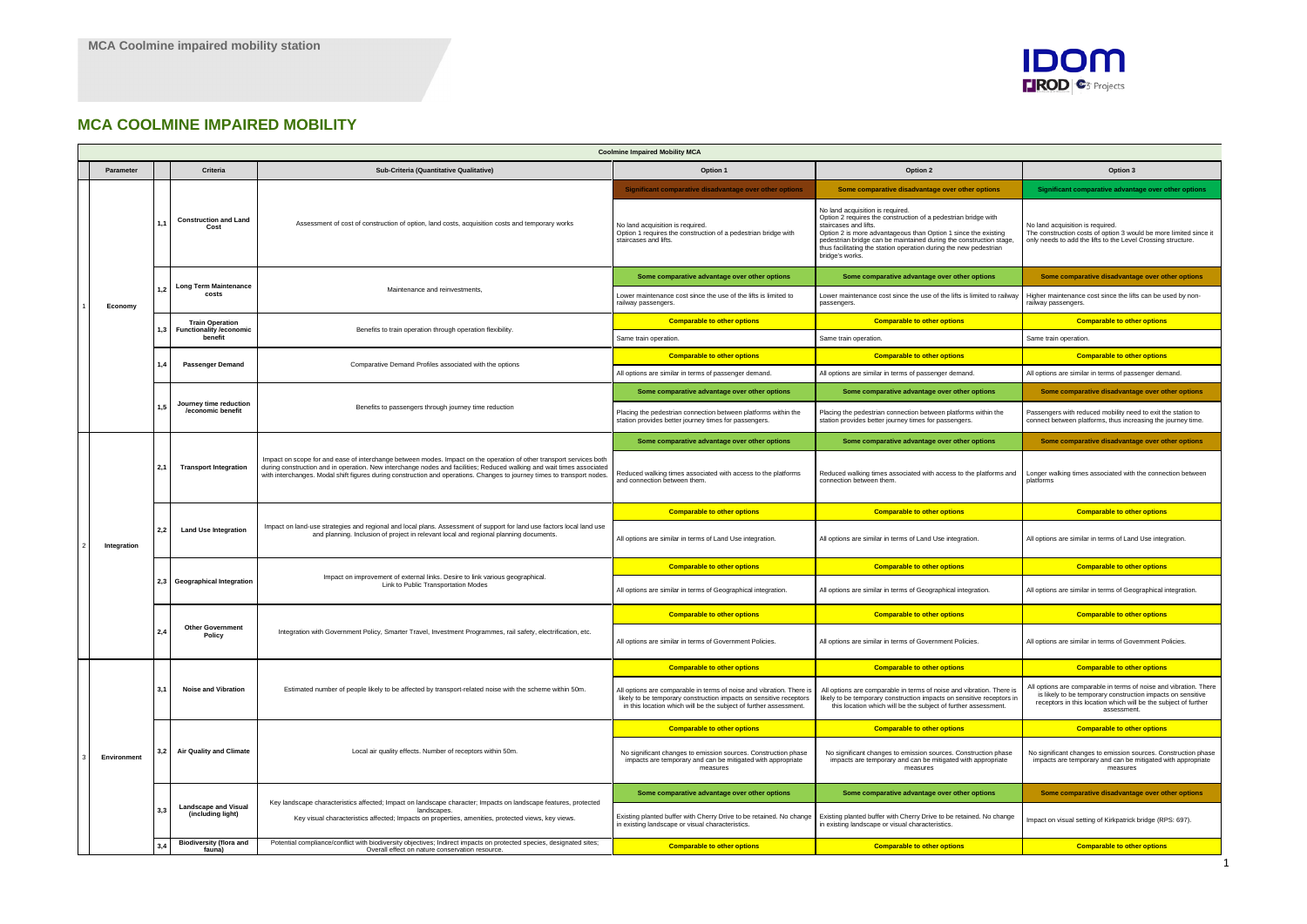## MCA COOLMINE IMPAIRED MOBILITY

| Coolmine Impaired Mobility MCA | | | | | | | |
|---|---|---|---|---|---|---|---|
| | Parameter | | Criteria | Sub-Criteria (Quantitative Qualitative) | Option 1 | Option 2 | Option 3 |
| 1 | Economy | 1,1 | Construction and Land Cost | Assessment of cost of construction of option, land costs, acquisition costs and temporary works | **Significant comparative disadvantage over other options**<br>No land acquisition is required.<br>Option 1 requires the construction of a pedestrian bridge with staircases and lifts. | **Some comparative disadvantage over other options**<br>No land acquisition is required.<br>Option 2 requires the construction of a pedestrian bridge with staircases and lifts.<br>Option 2 is more advantageous than Option 1 since the existing pedestrian bridge can be maintained during the construction stage, thus facilitating the station operation during the new pedestrian bridge's works. | **Significant comparative advantage over other options**<br>No land acquisition is required.<br>The construction costs of option 3 would be more limited since it only needs to add the lifts to the Level Crossing structure. |
| | | 1,2 | Long Term Maintenance costs | Maintenance and reinvestments, | **Some comparative advantage over other options**<br>Lower maintenance cost since the use of the lifts is limited to railway passengers. | **Some comparative advantage over other options**<br>Lower maintenance cost since the use of the lifts is limited to railway passengers. | **Some comparative disadvantage over other options**<br>Higher maintenance cost since the lifts can be used by non-railway passengers. |
| | | 1,3 | Train Operation Functionality /economic benefit | Benefits to train operation through operation flexibility. | **Comparable to other options**<br>Same train operation. | **Comparable to other options**<br>Same train operation. | **Comparable to other options**<br>Same train operation. |
| | | 1,4 | Passenger Demand | Comparative Demand Profiles associated with the options | **Comparable to other options**<br>All options are similar in terms of passenger demand. | **Comparable to other options**<br>All options are similar in terms of passenger demand. | **Comparable to other options**<br>All options are similar in terms of passenger demand. |
| | | 1,5 | Journey time reduction /economic benefit | Benefits to passengers through journey time reduction | **Some comparative advantage over other options**<br>Placing the pedestrian connection between platforms within the station provides better journey times for passengers. | **Some comparative advantage over other options**<br>Placing the pedestrian connection between platforms within the station provides better journey times for passengers. | **Some comparative disadvantage over other options**<br>Passengers with reduced mobility need to exit the station to connect between platforms, thus increasing the journey time. |
| 2 | Integration | 2,1 | Transport Integration | Impact on scope for and ease of interchange between modes. Impact on the operation of other transport services both during construction and in operation. New interchange nodes and facilities; Reduced walking and wait times associated with interchanges. Modal shift figures during construction and operations. Changes to journey times to transport nodes. | **Some comparative advantage over other options**<br>Reduced walking times associated with access to the platforms and connection between them. | **Some comparative advantage over other options**<br>Reduced walking times associated with access to the platforms and connection between them. | **Some comparative disadvantage over other options**<br>Longer walking times associated with the connection between platforms |
| | | 2,2 | Land Use Integration | Impact on land-use strategies and regional and local plans. Assessment of support for land use factors local land use and planning. Inclusion of project in relevant local and regional planning documents. | **Comparable to other options**<br>All options are similar in terms of Land Use integration. | **Comparable to other options**<br>All options are similar in terms of Land Use integration. | **Comparable to other options**<br>All options are similar in terms of Land Use integration. |
| | | 2,3 | Geographical Integration | Impact on improvement of external links. Desire to link various geographical. Link to Public Transportation Modes | **Comparable to other options**<br>All options are similar in terms of Geographical integration. | **Comparable to other options**<br>All options are similar in terms of Geographical integration. | **Comparable to other options**<br>All options are similar in terms of Geographical integration. |
| | | 2,4 | Other Government Policy | Integration with Government Policy, Smarter Travel, Investment Programmes, rail safety, electrification, etc. | **Comparable to other options**<br>All options are similar in terms of Government Policies. | **Comparable to other options**<br>All options are similar in terms of Government Policies. | **Comparable to other options**<br>All options are similar in terms of Government Policies. |
| 3 | Environment | 3,1 | Noise and Vibration | Estimated number of people likely to be affected by transport-related noise with the scheme within 50m. | **Comparable to other options**<br>All options are comparable in terms of noise and vibration. There is likely to be temporary construction impacts on sensitive receptors in this location which will be the subject of further assessment. | **Comparable to other options**<br>All options are comparable in terms of noise and vibration. There is likely to be temporary construction impacts on sensitive receptors in this location which will be the subject of further assessment. | **Comparable to other options**<br>All options are comparable in terms of noise and vibration. There is likely to be temporary construction impacts on sensitive receptors in this location which will be the subject of further assessment. |
| | | 3,2 | Air Quality and Climate | Local air quality effects. Number of receptors within 50m. | **Comparable to other options**<br>No significant changes to emission sources. Construction phase impacts are temporary and can be mitigated with appropriate measures | **Comparable to other options**<br>No significant changes to emission sources. Construction phase impacts are temporary and can be mitigated with appropriate measures | **Comparable to other options**<br>No significant changes to emission sources. Construction phase impacts are temporary and can be mitigated with appropriate measures |
| | | 3,3 | Landscape and Visual (including light) | Key landscape characteristics affected; Impact on landscape character; Impacts on landscape features, protected landscapes.<br>Key visual characteristics affected; Impacts on properties, amenities, protected views, key views. | **Some comparative advantage over other options**<br>Existing planted buffer with Cherry Drive to be retained. No change in existing landscape or visual characteristics. | **Some comparative advantage over other options**<br>Existing planted buffer with Cherry Drive to be retained. No change in existing landscape or visual characteristics. | **Some comparative disadvantage over other options**<br>Impact on visual setting of Kirkpatrick bridge (RPS: 697). |
| | | 3,4 | Biodiversity (flora and fauna) | Potential compliance/conflict with biodiversity objectives; Indirect impacts on protected species, designated sites; Overall effect on nature conservation resource. | **Comparable to other options** | **Comparable to other options** | **Comparable to other options** |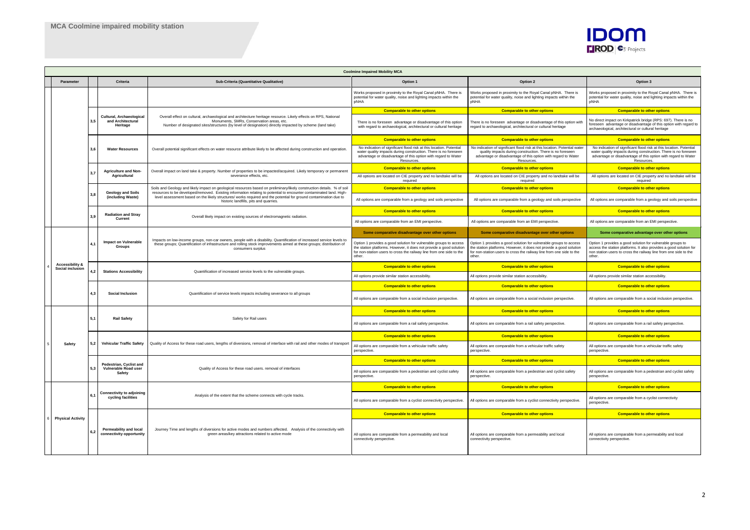# MCA Coolmine impaired mobility station

| Coolmine Impaired Mobility MCA | | | | | | | | |
|---|---|---|---|---|---|---|---|---|
| | Parameter | | Criteria | Sub-Criteria (Quantitative Qualitative) | Option 1 | Option 2 | Option 3 |
| | | | | | Works proposed in proximity to the Royal Canal pNHA. There is potential for water quality, noise and lighting impacts within the pNHA | Works proposed in proximity to the Royal Canal pNHA. There is potential for water quality, noise and lighting impacts within the pNHA | Works proposed in proximity to the Royal Canal pNHA. There is potential for water quality, noise and lighting impacts within the pNHA |
| | | 3,5 | Cultural, Archaeological and Architectural Heritage | Overall effect on cultural, archaeological and architecture heritage resource. Likely effects on RPS, National Monuments, SMRs, Conservation areas, etc. Number of designated sites/structures (by level of designation) directly impacted by scheme (land take) | **Comparable to other options** There is no foreseen advantage or disadvantage of this option with regard to archaeological, architectural or cultural heritage | **Comparable to other options** There is no foreseen advantage or disadvantage of this option with regard to archaeological, architectural or cultural heritage | **Comparable to other options** No direct impact on Kirkpatrick bridge (RPS: 697). There is no foreseen advantage or disadvantage of this option with regard to archaeological, architectural or cultural heritage |
| | | 3,6 | Water Resources | Overall potential significant effects on water resource attribute likely to be affected during construction and operation. | **Comparable to other options** No indication of significant flood risk at this location. Potential water quality impacts during construction. There is no foreseen advantage or disadvantage of this option with regard to Water Resources. | **Comparable to other options** No indication of significant flood risk at this location. Potential water quality impacts during construction. There is no foreseen advantage or disadvantage of this option with regard to Water Resources. | **Comparable to other options** No indication of significant flood risk at this location. Potential water quality impacts during construction. There is no foreseen advantage or disadvantage of this option with regard to Water Resources. |
| | | 3,7 | Agriculture and Non-Agricultural | Overall impact on land take & property. Number of properties to be impacted/acquired. Likely temporary or permanent severance effects, etc. | **Comparable to other options** All options are located on CIE property and no landtake will be required | **Comparable to other options** All options are located on CIE property and no landtake will be required | **Comparable to other options** All options are located on CIE property and no landtake will be required |
| | | 3,8 | Geology and Soils (including Waste) | Soils and Geology and likely impact on geological resources based on preliminary/likely construction details. % of soil resources to be developed/removed. Existing information relating to potential to encounter contaminated land. High-level assessment based on the likely structures/ works required and the potential for ground contamination due to historic landfills, pits and quarries. | **Comparable to other options** All options are comparable from a geology and soils perspective | **Comparable to other options** All options are comparable from a geology and soils perspective | **Comparable to other options** All options are comparable from a geology and soils perspective |
| | | 3,9 | Radiation and Stray Current | Overall likely impact on existing sources of electromagnetic radiation. | **Comparable to other options** All options are comparable from an EMI perspective. | **Comparable to other options** All options are comparable from an EMI perspective. | **Comparable to other options** All options are comparable from an EMI perspective. |
| 4 | Accessibility & Social inclusion | 4,1 | Impact on Vulnerable Groups | Impacts on low-income groups, non-car owners, people with a disability. Quantification of increased service levels to these groups; Quantification of infrastructure and rolling stock improvements aimed at these groups; distribution of consumers surplus | **Some comparative disadvantage over other options** Option 1 provides a good solution for vulnerable groups to access the station platforms. However, it does not provide a good solution for non-station users to cross the railway line from one side to the other. | **Some comparative disadvantage over other options** Option 1 provides a good solution for vulnerable groups to access the station platforms. However, it does not provide a good solution for non-station users to cross the railway line from one side to the other. | **Some comparative advantage over other options** Option 1 provides a good solution for vulnerable groups to access the station platforms. It also provides a good solution for non station users to cross the railway line from one side to the other. |
| | | 4,2 | Stations Accessibility | Quantification of increased service levels to the vulnerable groups. | **Comparable to other options** All options provide similar station accessibility. | **Comparable to other options** All options provide similar station accessibility. | **Comparable to other options** All options provide similar station accessibility. |
| | | 4,3 | Social Inclusion | Quantification of service levels impacts including severance to all groups | **Comparable to other options** All options are comparable from a social inclusion perspective. | **Comparable to other options** All options are comparable from a social inclusion perspective. | **Comparable to other options** All options are comparable from a social inclusion perspective. |
| 5 | Safety | 5,1 | Rail Safety | Safety for Rail users | **Comparable to other options** All options are comparable from a rail safety perspective. | **Comparable to other options** All options are comparable from a rail safety perspective. | **Comparable to other options** All options are comparable from a rail safety perspective. |
| | | 5,2 | Vehicular Traffic Safety | Quality of Access for these road users, lengths of diversions, removal of interface with rail and other modes of transport | **Comparable to other options** All options are comparable from a vehicular traffic safety perspective. | **Comparable to other options** All options are comparable from a vehicular traffic safety perspective. | **Comparable to other options** All options are comparable from a vehicular traffic safety perspective. |
| | | 5,3 | Pedestrian, Cyclist and Vulnerable Road user Safety | Quality of Access for these road users. removal of interfaces | **Comparable to other options** All options are comparable from a pedestrian and cyclist safety perspective. | **Comparable to other options** All options are comparable from a pedestrian and cyclist safety perspective. | **Comparable to other options** All options are comparable from a pedestrian and cyclist safety perspective. |
| 6 | Physical Activity | 6,1 | Connectivity to adjoining cycling facilities | Analysis of the extent that the scheme connects with cycle tracks. | **Comparable to other options** All options are comparable from a cyclist connectivity perspective. | **Comparable to other options** All options are comparable from a cyclist connectivity perspective. | **Comparable to other options** All options are comparable from a cyclist connectivity perspective. |
| | | 6,2 | Permeability and local connectivity opportunity | Journey Time and lengths of diversions for active modes and numbers affected. Analysis of the connectivity with green areas/key attractions related to active mode | **Comparable to other options** All options are comparable from a permeability and local connectivity perspective. | **Comparable to other options** All options are comparable from a permeability and local connectivity perspective. | **Comparable to other options** All options are comparable from a permeability and local connectivity perspective. |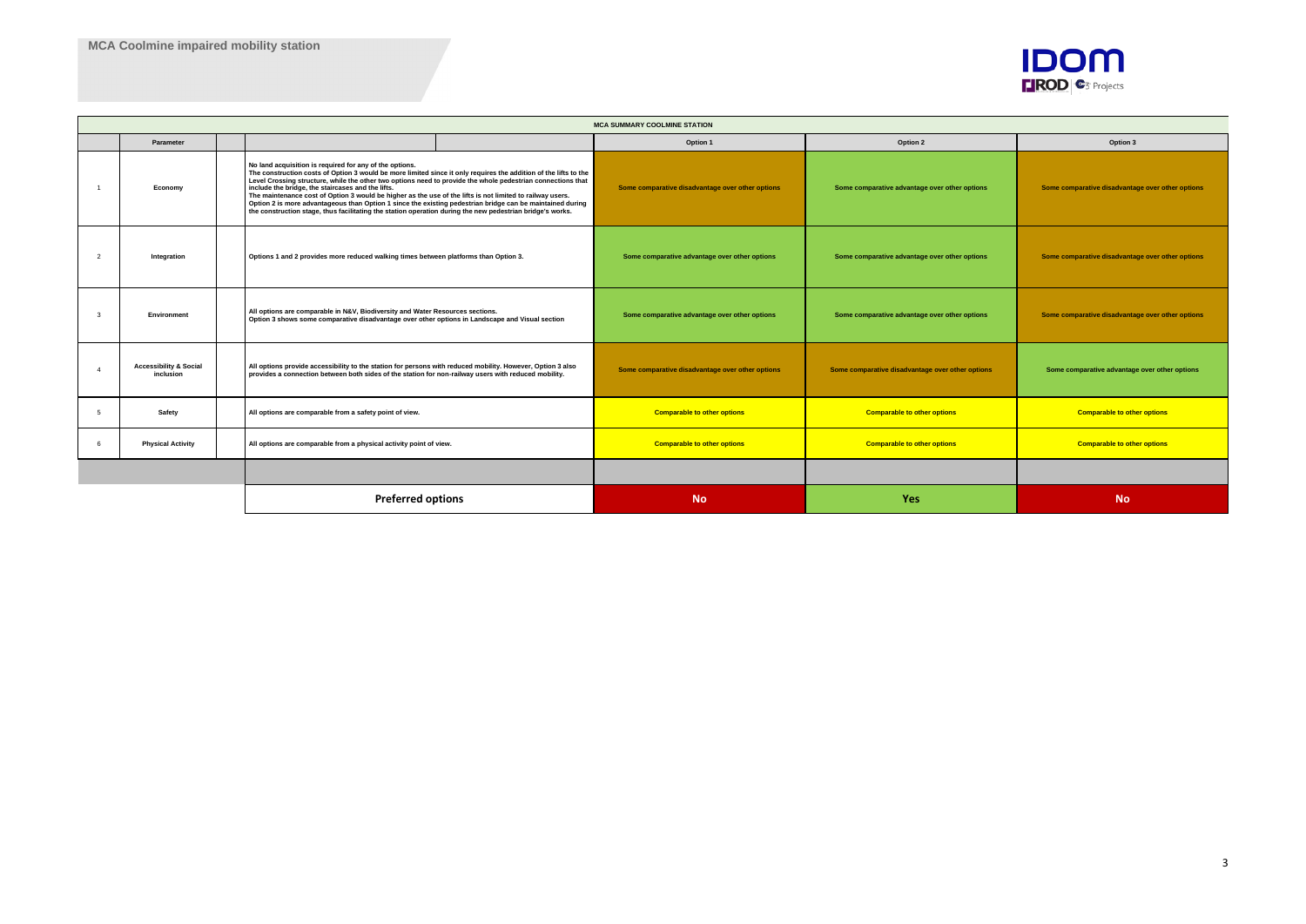# MCA Coolmine impaired mobility station

| MCA SUMMARY COOLMINE STATION | | | | | |
|---|---|---|---|---|---|
| | Parameter | | Option 1 | Option 2 | Option 3 |
| 1 | Economy | No land acquisition is required for any of the options. The construction costs of Option 3 would be more limited since it only requires the addition of the lifts to the Level Crossing structure, while the other two options need to provide the whole pedestrian connections that include the bridge, the staircases and the lifts. The maintenance cost of Option 3 would be higher as the use of the lifts is not limited to railway users. Option 2 is more advantageous than Option 1 since the existing pedestrian bridge can be maintained during the construction stage, thus facilitating the station operation during the new pedestrian bridge's works. | Some comparative disadvantage over other options | Some comparative advantage over other options | Some comparative disadvantage over other options |
| 2 | Integration | Options 1 and 2 provides more reduced walking times between platforms than Option 3. | Some comparative advantage over other options | Some comparative advantage over other options | Some comparative disadvantage over other options |
| 3 | Environment | All options are comparable in N&V, Biodiversity and Water Resources sections. Option 3 shows some comparative disadvantage over other options in Landscape and Visual section | Some comparative advantage over other options | Some comparative advantage over other options | Some comparative disadvantage over other options |
| 4 | Accessibility & Social inclusion | All options provide accessibility to the station for persons with reduced mobility. However, Option 3 also provides a connection between both sides of the station for non-railway users with reduced mobility. | Some comparative disadvantage over other options | Some comparative disadvantage over other options | Some comparative advantage over other options |
| 5 | Safety | All options are comparable from a safety point of view. | Comparable to other options | Comparable to other options | Comparable to other options |
| 6 | Physical Activity | All options are comparable from a physical activity point of view. | Comparable to other options | Comparable to other options | Comparable to other options |
| | | **Preferred options** | **No** | **Yes** | **No** |